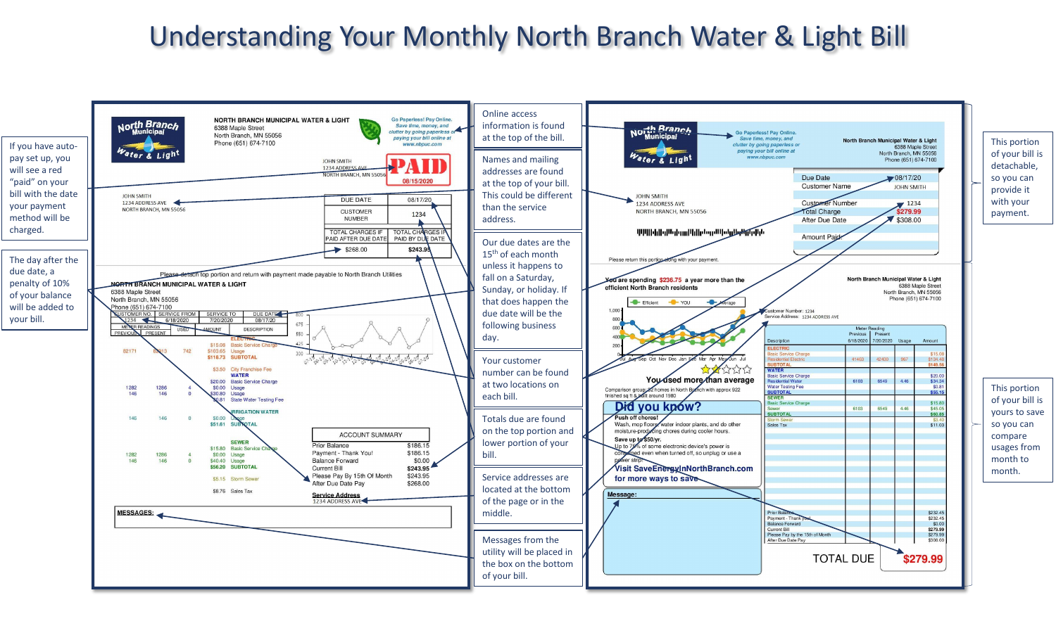# Understanding Your Monthly North Branch Water & Light Bill

If you have auto-pay set up, you will see a red "paid" on your bill with the date your payment method will be charged.

The day after the due date, a penalty of 10% of your balance will be added to your bill.

Online access information is found at the top of the bill.

Names and mailing addresses are found at the top of your bill. This could be different than the service address.

Our due dates are the 15th of each month unless it happens to fall on a Saturday, Sunday, or holiday. If that does happen the due date will be the following business day.

Your customer number can be found at two locations on each bill.

Totals due are found on the top portion and lower portion of your bill.

Service addresses are located at the bottom of the page or in the middle.

Messages from the utility will be placed in the box on the bottom of your bill.

This portion of your bill is detachable, so you can provide it with your payment.

This portion of your bill is yours to save so you can compare usages from month to month.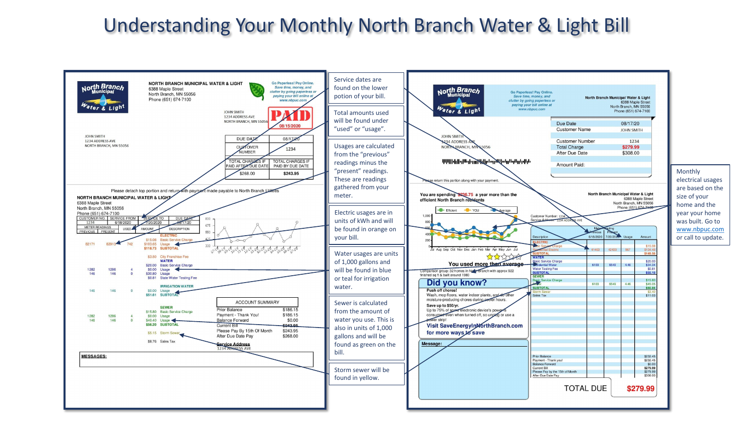# Understanding Your Monthly North Branch Water & Light Bill

North Branch Municipal Water & Light

NORTH BRANCH MUNICIPAL WATER & LIGHT
6388 Maple Street
North Branch, MN 55056
Phone (651) 674-7100

Go Paperless! Pay Online. Save time, money, and clutter by going paperless or paying your bill online at www.nbpuc.com

JOHN SMITH
1234 ADDRESS AVE
NORTH BRANCH, MN 55056

PAID 08/15/2020

| | |
|---|---|
| DUE DATE | 08/17/20 |
| CUSTOMER NUMBER | 1234 |
| TOTAL CHARGES IF PAID AFTER DUE DATE | TOTAL CHARGES IF PAID BY DUE DATE |
| $268.00 | $243.95 |

Please detach top portion and return with payment made payable to North Branch Utilities

NORTH BRANCH MUNICIPAL WATER & LIGHT
6388 Maple Street
North Branch, MN 55056
Phone (651) 674-7100

| CUSTOMER NO. | SERVICE FROM | SERVICE TO | DUE DATE |
|---|---|---|---|
| 1234 | 6/18/2020 | 7/20/2020 | 08/17/20 |

| METER READINGS PREVIOUS | PRESENT | USED | AMOUNT | DESCRIPTION |
|---|---|---|---|---|
| | | | | ELECTRIC |
| | | | $15.08 | Basic Service Charge |
| 82171 | 82913 | 742 | $103.65 | Usage |
| | | | $118.73 | SUBTOTAL |
| | | | $3.50 | City Franchise Fee |
| | | | | WATER |
| | | | $20.00 | Basic Service Charge |
| 1282 | 1286 | 4 | $0.00 | Usage |
| 146 | 146 | 0 | $30.80 | Usage |
| | | | $0.81 | State Water Testing Fee |
| | | | | IRRIGATION WATER |
| 146 | 146 | 0 | $0.00 | Usage |
| | | | $51.61 | SUBTOTAL |
| | | | | SEWER |
| | | | $15.80 | Basic Service Charge |
| 1282 | 1286 | 4 | $0.00 | Usage |
| 146 | 146 | 0 | $40.40 | Usage |
| | | | $56.20 | SUBTOTAL |
| | | | $5.15 | Storm Sewer |
| | | | $8.76 | Sales Tax |

| ACCOUNT SUMMARY | |
|---|---|
| Prior Balance | $186.15 |
| Payment - Thank You! | $186.15 |
| Balance Forward | $0.00 |
| Current Bill | $243.95 |
| Please Pay By 15th Of Month | $243.95 |
| After Due Date Pay | $268.00 |

Service Address
1234 ADDRESS AVE

MESSAGES:

Service dates are found on the lower potion of your bill.

Total amounts used will be found under "used" or "usage".

Usages are calculated from the "previous" readings minus the "present" readings. These are readings gathered from your meter.

Electric usages are in units of kWh and will be found in orange on your bill.

Water usages are units of 1,000 gallons and will be found in blue or teal for irrigation water.

Sewer is calculated from the amount of water you use. This is also in units of 1,000 gallons and will be found as green on the bill.

Storm sewer will be found in yellow.

North Branch Municipal Water & Light

Go Paperless! Pay Online. Save time, money, and clutter by going paperless or paying your bill online at www.nbpuc.com

North Branch Municipal Water & Light
6388 Maple Street
North Branch, MN 55056
Phone (651) 674-7100

| | |
|---|---|
| Due Date | 08/17/20 |
| Customer Name | JOHN SMITH |
| Customer Number | 1234 |
| Total Charge | $279.99 |
| After Due Date | $308.00 |
| Amount Paid: | |

JOHN SMITH
1234 ADDRESS AVE
NORTH BRANCH, MN 55056

Please return this portion along with your payment.

You are spending $236.75 a year more than the efficient North Branch residents

Efficient — YOU — Average

1,000
800
600
400
200
0
Jul Aug Sep Oct Nov Dec Jan Feb Mar Apr May Jun Jul

You used more than average

Comparison group: 32 homes in North Branch with approx 922 finished sq ft & built around 1980

## Did you know?

Push off chores!
Wash, mop floors, water indoor plants, and do other moisture-producing chores during cooler hours.

Save up to $50/yr.
Up to 75% of some electronic device's power is consumed even when turned off, so unplug or use a power strip!

Visit SaveEnergyInNorthBranch.com for more ways to save

Message:

North Branch Municipal Water & Light
6388 Maple Street
North Branch, MN 55056
Phone (651) 674-7100

Customer Number: 1234
Service Address: 1234 ADDRESS AVE

| Description | Meter Reading Previous 6/18/2020 | Present 7/20/2020 | Usage | Amount |
|---|---|---|---|---|
| ELECTRIC | | | | |
| Basic Service Charge | | | | $15.08 |
| Residential Electric | 41463 | 42430 | 967 | $134.48 |
| SUBTOTAL | | | | $149.56 |
| WATER | | | | |
| Basic Service Charge | | | | $20.00 |
| Residential Water | 6103 | 6549 | 4.46 | $34.34 |
| Water Testing Fee | | | | $0.81 |
| SUBTOTAL | | | | $55.15 |
| SEWER | | | | |
| Basic Service Charge | | | | $15.80 |
| Sewer | 6103 | 6549 | 4.46 | $45.05 |
| SUBTOTAL | | | | $60.85 |
| Storm Sewer | | | | $3.40 |
| Sales Tax | | | | $11.03 |

| | |
|---|---|
| Prior Balance | $232.45 |
| Payment - Thank you! | $232.45 |
| Balance Forward | $0.00 |
| Current Bill | $279.99 |
| Please Pay by the 15th of Month | $279.99 |
| After Due Date Pay | $308.00 |

TOTAL DUE $279.99

Monthly electrical usages are based on the size of your home and the year your home was built. Go to www.nbpuc.com or call to update.